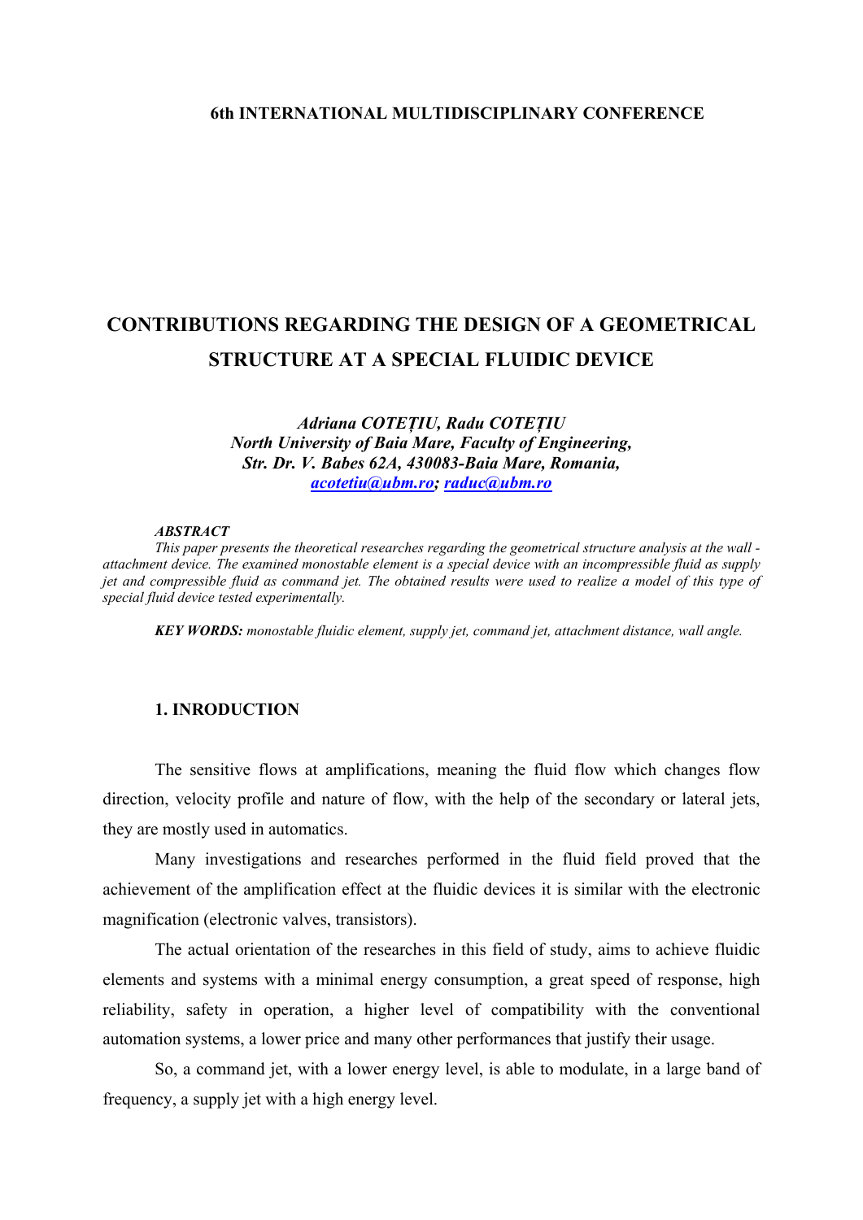**6th INTERNATIONAL MULTIDISCIPLINARY CONFERENCE**

# CONTRIBUTIONS REGARDING THE DESIGN OF A GEOMETRICAL STRUCTURE AT A SPECIAL FLUIDIC DEVICE

***Adriana COTEȚIU, Radu COTEȚIU***
***North University of Baia Mare, Faculty of Engineering,***
***Str. Dr. V. Babes 62A, 430083-Baia Mare, Romania,***
***acotetiu@ubm.ro; raduc@ubm.ro***

***ABSTRACT***

*This paper presents the theoretical researches regarding the geometrical structure analysis at the wall - attachment device. The examined monostable element is a special device with an incompressible fluid as supply jet and compressible fluid as command jet. The obtained results were used to realize a model of this type of special fluid device tested experimentally.*

***KEY WORDS:*** *monostable fluidic element, supply jet, command jet, attachment distance, wall angle.*

## 1. INRODUCTION

The sensitive flows at amplifications, meaning the fluid flow which changes flow direction, velocity profile and nature of flow, with the help of the secondary or lateral jets, they are mostly used in automatics.

Many investigations and researches performed in the fluid field proved that the achievement of the amplification effect at the fluidic devices it is similar with the electronic magnification (electronic valves, transistors).

The actual orientation of the researches in this field of study, aims to achieve fluidic elements and systems with a minimal energy consumption, a great speed of response, high reliability, safety in operation, a higher level of compatibility with the conventional automation systems, a lower price and many other performances that justify their usage.

So, a command jet, with a lower energy level, is able to modulate, in a large band of frequency, a supply jet with a high energy level.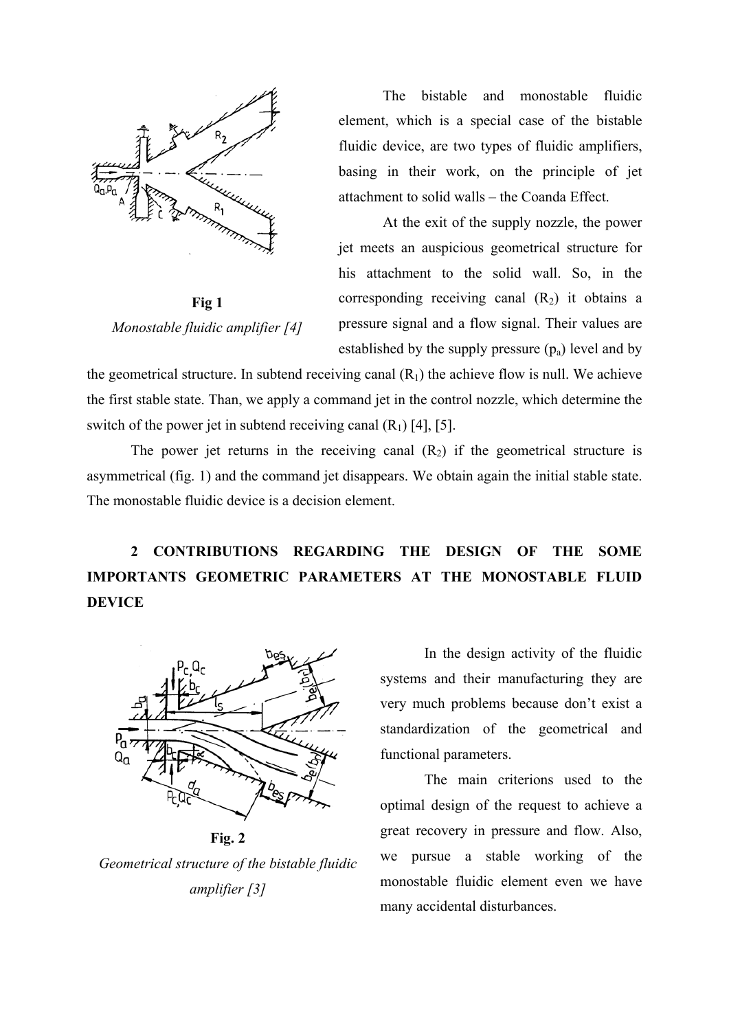Fig 1

*Monostable fluidic amplifier [4]*

The bistable and monostable fluidic element, which is a special case of the bistable fluidic device, are two types of fluidic amplifiers, basing in their work, on the principle of jet attachment to solid walls – the Coanda Effect.

At the exit of the supply nozzle, the power jet meets an auspicious geometrical structure for his attachment to the solid wall. So, in the corresponding receiving canal ($R_2$) it obtains a pressure signal and a flow signal. Their values are established by the supply pressure ($p_a$) level and by the geometrical structure. In subtend receiving canal ($R_1$) the achieve flow is null. We achieve the first stable state. Than, we apply a command jet in the control nozzle, which determine the switch of the power jet in subtend receiving canal ($R_1$) [4], [5].

The power jet returns in the receiving canal ($R_2$) if the geometrical structure is asymmetrical (fig. 1) and the command jet disappears. We obtain again the initial stable state. The monostable fluidic device is a decision element.

## 2 CONTRIBUTIONS REGARDING THE DESIGN OF THE SOME IMPORTANTS GEOMETRIC PARAMETERS AT THE MONOSTABLE FLUID DEVICE

Fig. 2

*Geometrical structure of the bistable fluidic amplifier [3]*

In the design activity of the fluidic systems and their manufacturing they are very much problems because don't exist a standardization of the geometrical and functional parameters.

The main criterions used to the optimal design of the request to achieve a great recovery in pressure and flow. Also, we pursue a stable working of the monostable fluidic element even we have many accidental disturbances.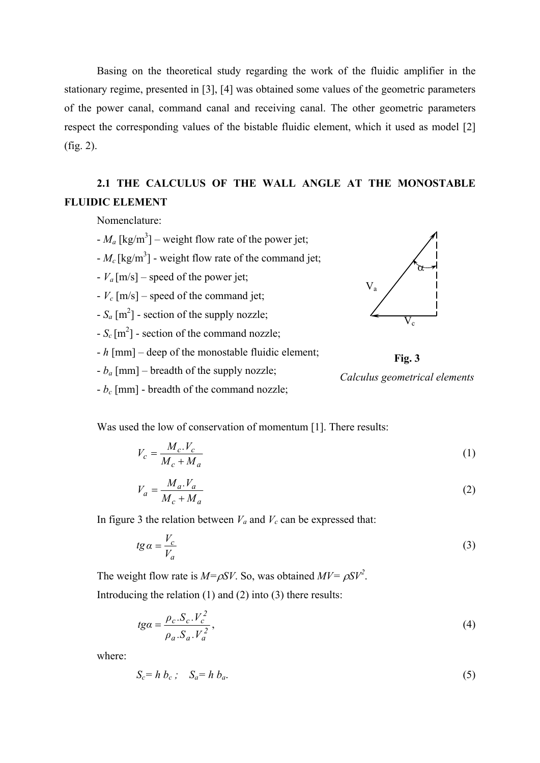Basing on the theoretical study regarding the work of the fluidic amplifier in the stationary regime, presented in [3], [4] was obtained some values of the geometric parameters of the power canal, command canal and receiving canal. The other geometric parameters respect the corresponding values of the bistable fluidic element, which it used as model [2] (fig. 2).

### 2.1 THE CALCULUS OF THE WALL ANGLE AT THE MONOSTABLE FLUIDIC ELEMENT

Nomenclature:

- $M_a$ [kg/m$^3$] – weight flow rate of the power jet;
- $M_c$ [kg/m$^3$] - weight flow rate of the command jet;
- $V_a$ [m/s] – speed of the power jet;
- $V_c$ [m/s] – speed of the command jet;
- $S_a$ [m$^2$] - section of the supply nozzle;
- $S_c$ [m$^2$] - section of the command nozzle;
- $h$ [mm] – deep of the monostable fluidic element;
- $b_a$ [mm] – breadth of the supply nozzle;
- $b_c$ [mm] - breadth of the command nozzle;

**Fig. 3**

*Calculus geometrical elements*

Was used the low of conservation of momentum [1]. There results:

$$V_c = \frac{M_c . V_c}{M_c + M_a} \tag{1}$$

$$V_a = \frac{M_a . V_a}{M_c + M_a} \tag{2}$$

In figure 3 the relation between $V_a$ and $V_c$ can be expressed that:

$$tg\alpha = \frac{V_c}{V_a} \tag{3}$$

The weight flow rate is $M=\rho SV$. So, was obtained $MV= \rho SV^2$.

Introducing the relation (1) and (2) into (3) there results:

$$tg\alpha = \frac{\rho_c . S_c . V_c^2}{\rho_a . S_a . V_a^2}, \tag{4}$$

where:

$$S_c = h\, b_c\,; \quad S_a = h\, b_a. \tag{5}$$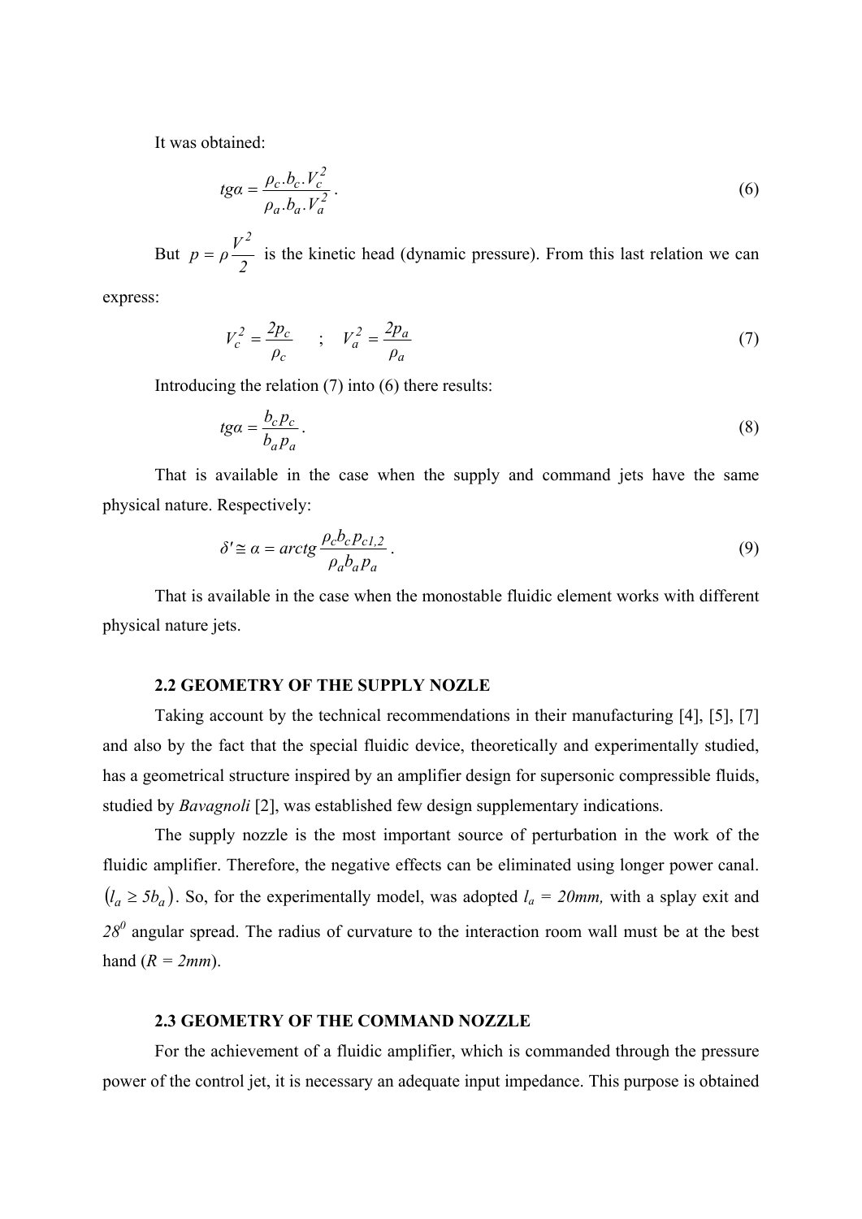It was obtained:

$$tg\alpha = \frac{\rho_c . b_c . V_c^2}{\rho_a . b_a . V_a^2} . \tag{6}$$

But $p = \rho \frac{V^2}{2}$ is the kinetic head (dynamic pressure). From this last relation we can express:

$$V_c^2 = \frac{2p_c}{\rho_c} \quad ; \quad V_a^2 = \frac{2p_a}{\rho_a} \tag{7}$$

Introducing the relation (7) into (6) there results:

$$tg\alpha = \frac{b_c p_c}{b_a p_a} . \tag{8}$$

That is available in the case when the supply and command jets have the same physical nature. Respectively:

$$\delta' \cong \alpha = arctg \frac{\rho_c b_c p_{c1,2}}{\rho_a b_a p_a} . \tag{9}$$

That is available in the case when the monostable fluidic element works with different physical nature jets.

### 2.2 GEOMETRY OF THE SUPPLY NOZLE

Taking account by the technical recommendations in their manufacturing [4], [5], [7] and also by the fact that the special fluidic device, theoretically and experimentally studied, has a geometrical structure inspired by an amplifier design for supersonic compressible fluids, studied by *Bavagnoli* [2], was established few design supplementary indications.

The supply nozzle is the most important source of perturbation in the work of the fluidic amplifier. Therefore, the negative effects can be eliminated using longer power canal. $(l_a \geq 5b_a)$. So, for the experimentally model, was adopted $l_a = 20mm$, with a splay exit and $28^0$ angular spread. The radius of curvature to the interaction room wall must be at the best hand ($R = 2mm$).

### 2.3 GEOMETRY OF THE COMMAND NOZZLE

For the achievement of a fluidic amplifier, which is commanded through the pressure power of the control jet, it is necessary an adequate input impedance. This purpose is obtained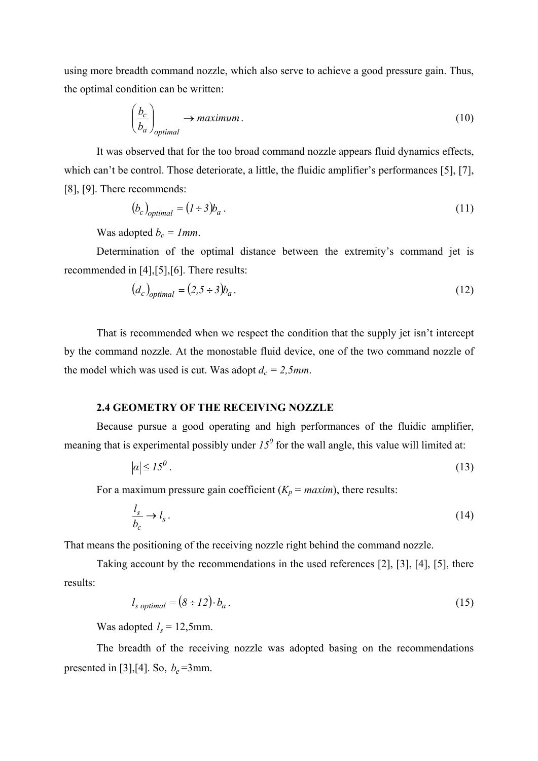using more breadth command nozzle, which also serve to achieve a good pressure gain. Thus, the optimal condition can be written:

$$\left(\frac{b_c}{b_a}\right)_{optimal} \rightarrow maximum\,. \tag{10}$$

It was observed that for the too broad command nozzle appears fluid dynamics effects, which can't be control. Those deteriorate, a little, the fluidic amplifier's performances [5], [7], [8], [9]. There recommends:

$$\left(b_c\right)_{optimal} = \left(1 \div 3\right)b_a\,. \tag{11}$$

Was adopted $b_c = 1mm$.

Determination of the optimal distance between the extremity's command jet is recommended in [4],[5],[6]. There results:

$$\left(d_c\right)_{optimal} = \left(2{,}5 \div 3\right)b_a\,. \tag{12}$$

That is recommended when we respect the condition that the supply jet isn't intercept by the command nozzle. At the monostable fluid device, one of the two command nozzle of the model which was used is cut. Was adopt $d_c = 2{,}5mm$.

### 2.4 GEOMETRY OF THE RECEIVING NOZZLE

Because pursue a good operating and high performances of the fluidic amplifier, meaning that is experimental possibly under $15^0$ for the wall angle, this value will limited at:

$$\left|\alpha\right| \leq 15^0\,. \tag{13}$$

For a maximum pressure gain coefficient ($K_p$ = *maxim*), there results:

$$\frac{l_s}{b_c} \rightarrow l_s\,. \tag{14}$$

That means the positioning of the receiving nozzle right behind the command nozzle.

Taking account by the recommendations in the used references [2], [3], [4], [5], there results:

$$l_{s\ optimal} = \left(8 \div 12\right)\cdot b_a\,. \tag{15}$$

Was adopted $l_s$ = 12,5mm.

The breadth of the receiving nozzle was adopted basing on the recommendations presented in [3],[4]. So, $b_e$ =3mm.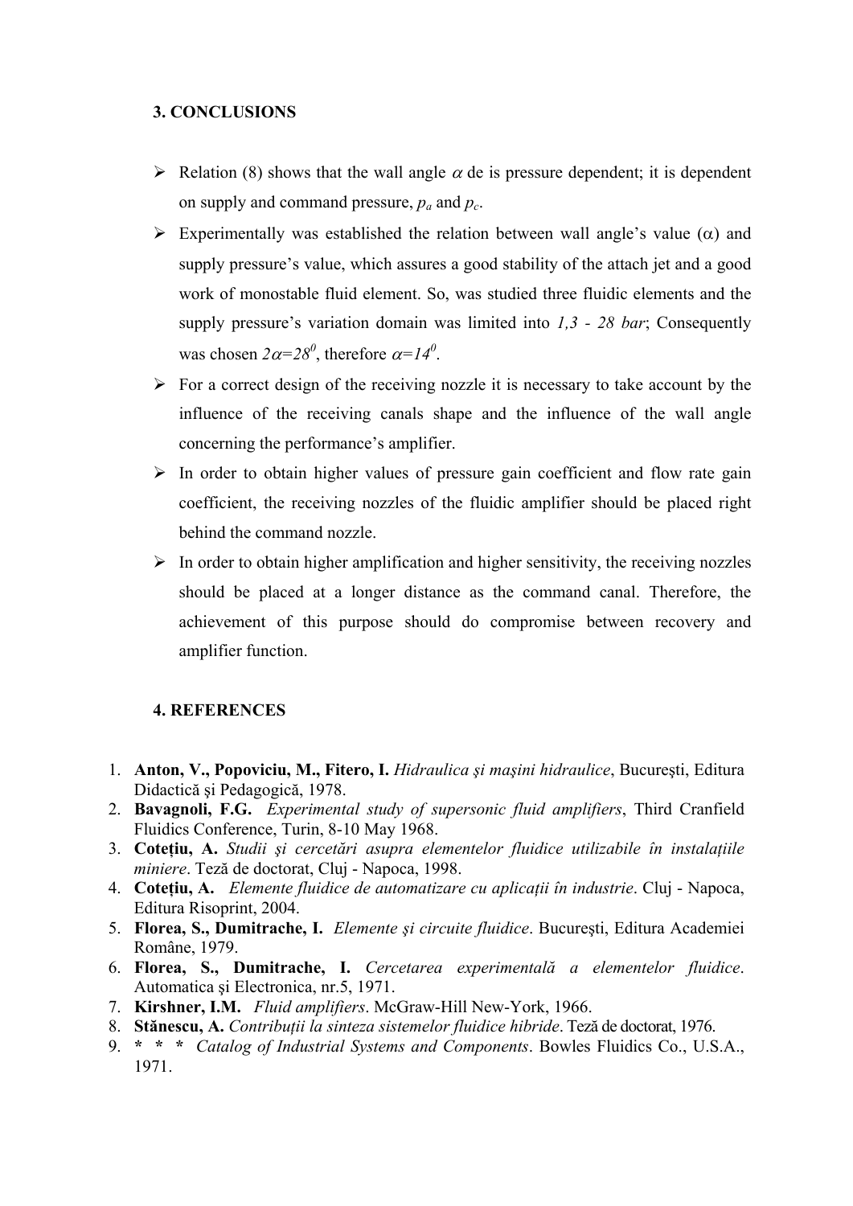## 3. CONCLUSIONS

- Relation (8) shows that the wall angle $\alpha$ de is pressure dependent; it is dependent on supply and command pressure, $p_a$ and $p_c$.
- Experimentally was established the relation between wall angle's value ($\alpha$) and supply pressure's value, which assures a good stability of the attach jet and a good work of monostable fluid element. So, was studied three fluidic elements and the supply pressure's variation domain was limited into *1,3 - 28 bar*; Consequently was chosen $2\alpha=28^0$, therefore $\alpha=14^0$.
- For a correct design of the receiving nozzle it is necessary to take account by the influence of the receiving canals shape and the influence of the wall angle concerning the performance's amplifier.
- In order to obtain higher values of pressure gain coefficient and flow rate gain coefficient, the receiving nozzles of the fluidic amplifier should be placed right behind the command nozzle.
- In order to obtain higher amplification and higher sensitivity, the receiving nozzles should be placed at a longer distance as the command canal. Therefore, the achievement of this purpose should do compromise between recovery and amplifier function.

## 4. REFERENCES

1. **Anton, V., Popoviciu, M., Fitero, I.** *Hidraulica şi maşini hidraulice*, Bucureşti, Editura Didactică şi Pedagogică, 1978.
2. **Bavagnoli, F.G.** *Experimental study of supersonic fluid amplifiers*, Third Cranfield Fluidics Conference, Turin, 8-10 May 1968.
3. **Coteţiu, A.** *Studii şi cercetări asupra elementelor fluidice utilizabile în instalaţiile miniere*. Teză de doctorat, Cluj - Napoca, 1998.
4. **Coteţiu, A.** *Elemente fluidice de automatizare cu aplicaţii în industrie*. Cluj - Napoca, Editura Risoprint, 2004.
5. **Florea, S., Dumitrache, I.** *Elemente şi circuite fluidice*. Bucureşti, Editura Academiei Române, 1979.
6. **Florea, S., Dumitrache, I.** *Cercetarea experimentală a elementelor fluidice*. Automatica şi Electronica, nr.5, 1971.
7. **Kirshner, I.M.** *Fluid amplifiers*. McGraw-Hill New-York, 1966.
8. **Stănescu, A.** *Contribuţii la sinteza sistemelor fluidice hibride*. Teză de doctorat, 1976.
9. *** *Catalog of Industrial Systems and Components*. Bowles Fluidics Co., U.S.A., 1971.